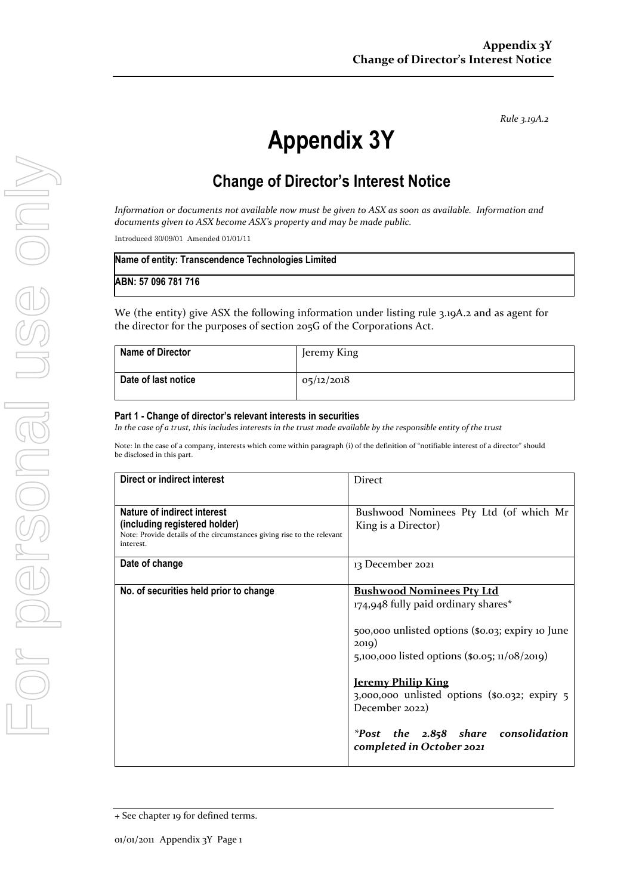*Rule 3.19A.2*

# Appendix 3Y

## Change of Director's Interest Notice

*Information or documents not available now must be given to ASX as soon as available. Information and documents given to ASX become ASX's property and may be made public.*

Introduced 30/09/01 Amended 01/01/11

| Name of entity: Transcendence Technologies Limited |
|---|
| ABN: 57 096 781 716 |

We (the entity) give ASX the following information under listing rule 3.19A.2 and as agent for the director for the purposes of section 205G of the Corporations Act.

| Name of Director | Jeremy King |
|---|---|
| Date of last notice | 05/12/2018 |

### Part 1 - Change of director's relevant interests in securities

*In the case of a trust, this includes interests in the trust made available by the responsible entity of the trust*

Note: In the case of a company, interests which come within paragraph (i) of the definition of "notifiable interest of a director" should be disclosed in this part.

| Direct or indirect interest | Direct |
|---|---|
| **Nature of indirect interest (including registered holder)**<br>Note: Provide details of the circumstances giving rise to the relevant interest. | Bushwood Nominees Pty Ltd (of which Mr King is a Director) |
| **Date of change** | 13 December 2021 |
| **No. of securities held prior to change** | <u>**Bushwood Nominees Pty Ltd**</u><br>174,948 fully paid ordinary shares*<br><br>500,000 unlisted options ($0.03; expiry 10 June 2019)<br>5,100,000 listed options ($0.05; 11/08/2019)<br><br><u>**Jeremy Philip King**</u><br>3,000,000 unlisted options ($0.032; expiry 5 December 2022)<br><br>***Post the 2.858 share consolidation completed in October 2021*** |

+ See chapter 19 for defined terms.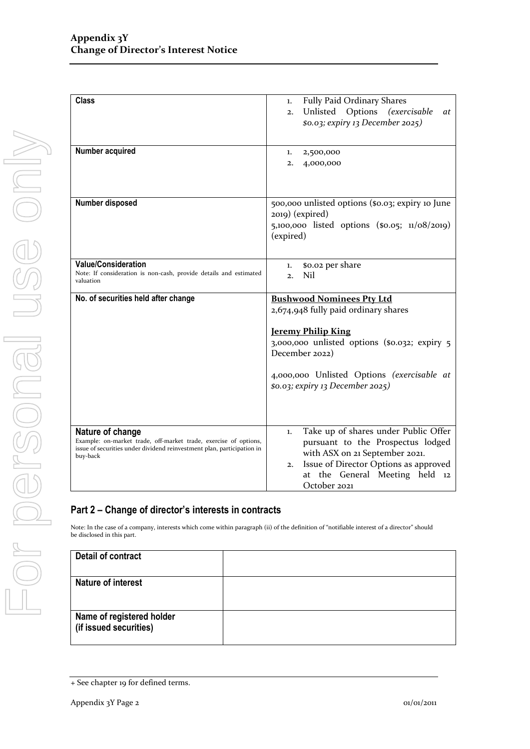| | |
|---|---|
| **Class** | 1. Fully Paid Ordinary Shares<br>2. Unlisted Options *(exercisable at $0.03; expiry 13 December 2025)* |
| **Number acquired** | 1. 2,500,000<br>2. 4,000,000 |
| **Number disposed** | 500,000 unlisted options ($0.03; expiry 10 June 2019) (expired)<br>5,100,000 listed options ($0.05; 11/08/2019) (expired) |
| **Value/Consideration**<br>Note: If consideration is non-cash, provide details and estimated valuation | 1. $0.02 per share<br>2. Nil |
| **No. of securities held after change** | **Bushwood Nominees Pty Ltd**<br>2,674,948 fully paid ordinary shares<br><br>**Jeremy Philip King**<br>3,000,000 unlisted options ($0.032; expiry 5 December 2022)<br><br>4,000,000 Unlisted Options *(exercisable at $0.03; expiry 13 December 2025)* |
| **Nature of change**<br>Example: on-market trade, off-market trade, exercise of options, issue of securities under dividend reinvestment plan, participation in buy-back | 1. Take up of shares under Public Offer pursuant to the Prospectus lodged with ASX on 21 September 2021.<br>2. Issue of Director Options as approved at the General Meeting held 12 October 2021 |

## Part 2 – Change of director's interests in contracts

Note: In the case of a company, interests which come within paragraph (ii) of the definition of "notifiable interest of a director" should be disclosed in this part.

| | |
|---|---|
| **Detail of contract** | |
| **Nature of interest** | |
| **Name of registered holder (if issued securities)** | |

+ See chapter 19 for defined terms.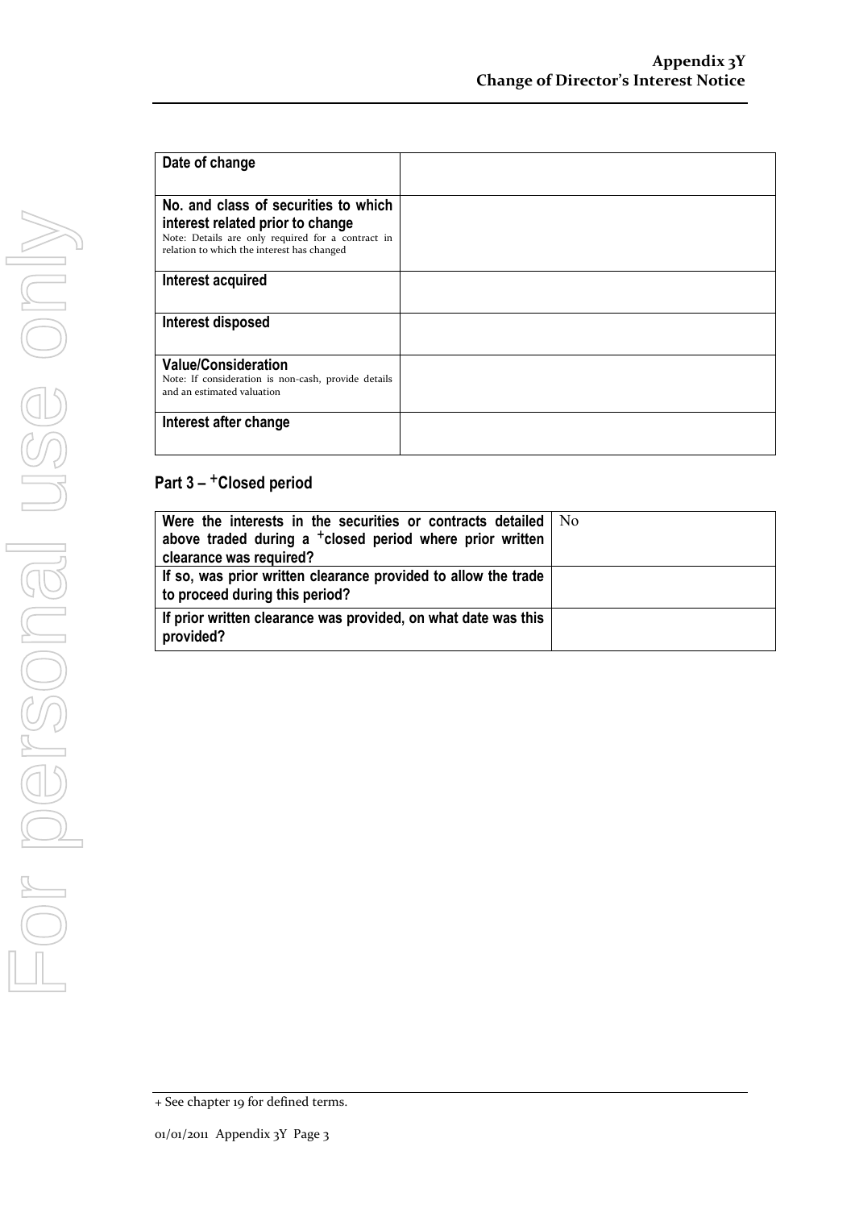| | |
|---|---|
| **Date of change** | |
| **No. and class of securities to which interest related prior to change**<br>Note: Details are only required for a contract in relation to which the interest has changed | |
| **Interest acquired** | |
| **Interest disposed** | |
| **Value/Consideration**<br>Note: If consideration is non-cash, provide details and an estimated valuation | |
| **Interest after change** | |

## Part 3 – +Closed period

| | |
|---|---|
| **Were the interests in the securities or contracts detailed above traded during a +closed period where prior written clearance was required?** | No |
| **If so, was prior written clearance provided to allow the trade to proceed during this period?** | |
| **If prior written clearance was provided, on what date was this provided?** | |

+ See chapter 19 for defined terms.